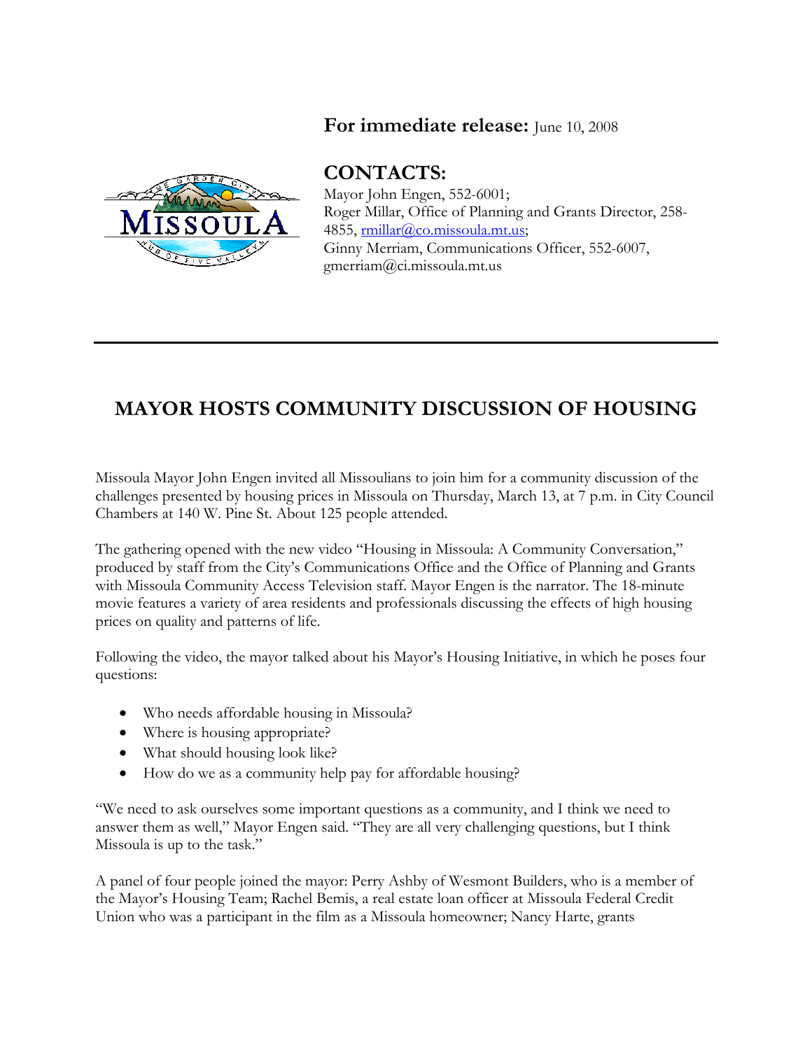**For immediate release:** June 10, 2008

## CONTACTS:

Mayor John Engen, 552-6001;
Roger Millar, Office of Planning and Grants Director, 258-4855, rmillar@co.missoula.mt.us;
Ginny Merriam, Communications Officer, 552-6007, gmerriam@ci.missoula.mt.us

---

# MAYOR HOSTS COMMUNITY DISCUSSION OF HOUSING

Missoula Mayor John Engen invited all Missoulians to join him for a community discussion of the challenges presented by housing prices in Missoula on Thursday, March 13, at 7 p.m. in City Council Chambers at 140 W. Pine St. About 125 people attended.

The gathering opened with the new video "Housing in Missoula: A Community Conversation," produced by staff from the City's Communications Office and the Office of Planning and Grants with Missoula Community Access Television staff. Mayor Engen is the narrator. The 18-minute movie features a variety of area residents and professionals discussing the effects of high housing prices on quality and patterns of life.

Following the video, the mayor talked about his Mayor's Housing Initiative, in which he poses four questions:

- Who needs affordable housing in Missoula?
- Where is housing appropriate?
- What should housing look like?
- How do we as a community help pay for affordable housing?

"We need to ask ourselves some important questions as a community, and I think we need to answer them as well," Mayor Engen said. "They are all very challenging questions, but I think Missoula is up to the task."

A panel of four people joined the mayor: Perry Ashby of Wesmont Builders, who is a member of the Mayor's Housing Team; Rachel Bemis, a real estate loan officer at Missoula Federal Credit Union who was a participant in the film as a Missoula homeowner; Nancy Harte, grants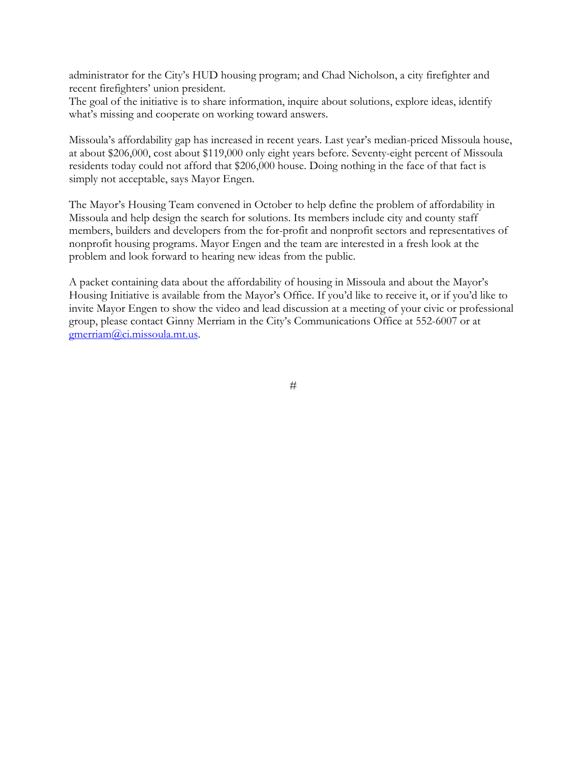administrator for the City's HUD housing program; and Chad Nicholson, a city firefighter and recent firefighters' union president.

The goal of the initiative is to share information, inquire about solutions, explore ideas, identify what's missing and cooperate on working toward answers.

Missoula's affordability gap has increased in recent years. Last year's median-priced Missoula house, at about $206,000, cost about $119,000 only eight years before. Seventy-eight percent of Missoula residents today could not afford that $206,000 house. Doing nothing in the face of that fact is simply not acceptable, says Mayor Engen.

The Mayor's Housing Team convened in October to help define the problem of affordability in Missoula and help design the search for solutions. Its members include city and county staff members, builders and developers from the for-profit and nonprofit sectors and representatives of nonprofit housing programs. Mayor Engen and the team are interested in a fresh look at the problem and look forward to hearing new ideas from the public.

A packet containing data about the affordability of housing in Missoula and about the Mayor's Housing Initiative is available from the Mayor's Office. If you'd like to receive it, or if you'd like to invite Mayor Engen to show the video and lead discussion at a meeting of your civic or professional group, please contact Ginny Merriam in the City's Communications Office at 552-6007 or at gmerriam@ci.missoula.mt.us.

#